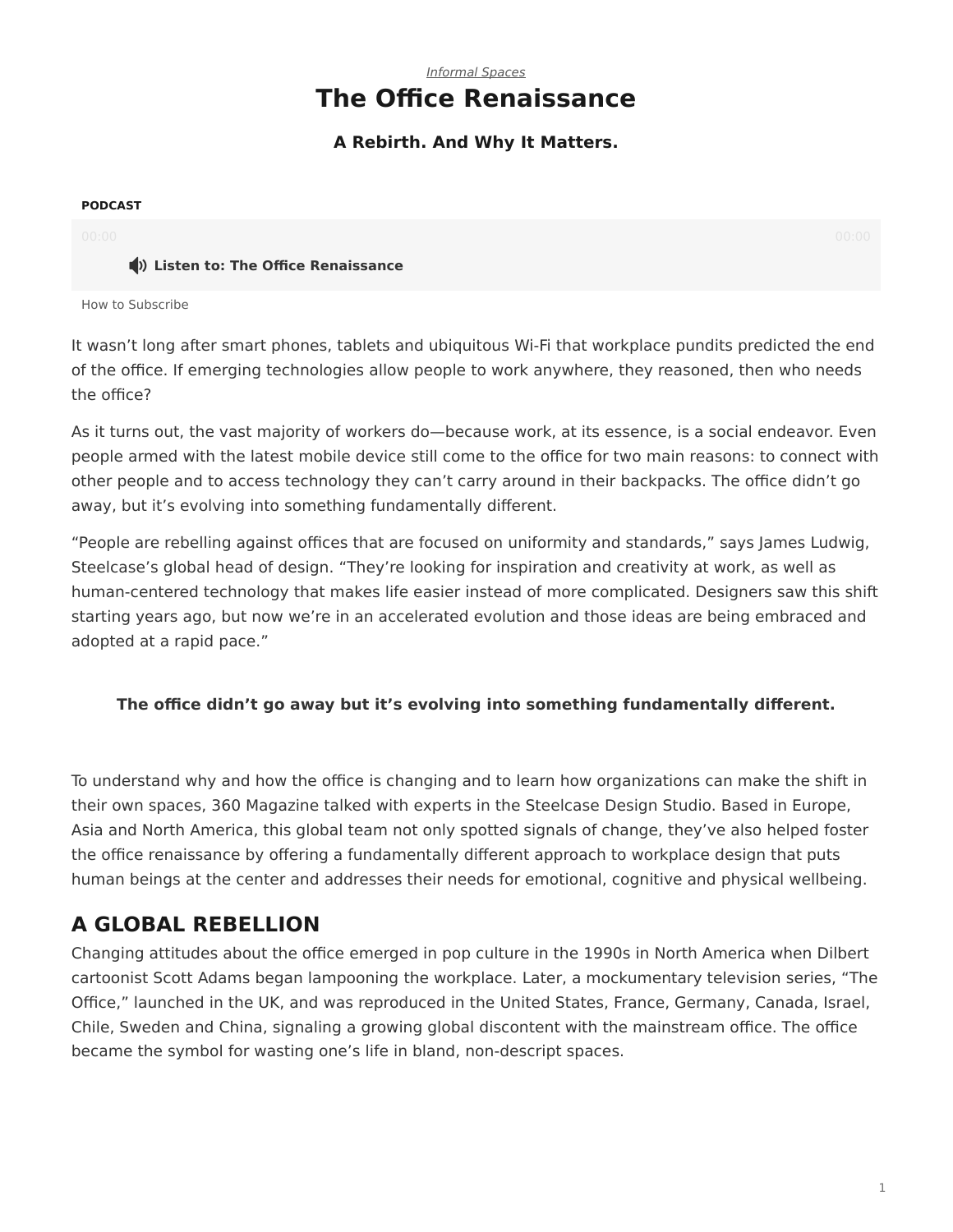*Informal Spaces*

# The Office Renaissance

### A Rebirth. And Why It Matters.

**PODCAST**

00:00 00:00

**Listen to: The Office Renaissance**

How to Subscribe

It wasn't long after smart phones, tablets and ubiquitous Wi-Fi that workplace pundits predicted the end of the office. If emerging technologies allow people to work anywhere, they reasoned, then who needs the office?

As it turns out, the vast majority of workers do—because work, at its essence, is a social endeavor. Even people armed with the latest mobile device still come to the office for two main reasons: to connect with other people and to access technology they can't carry around in their backpacks. The office didn't go away, but it's evolving into something fundamentally different.

"People are rebelling against offices that are focused on uniformity and standards," says James Ludwig, Steelcase's global head of design. "They're looking for inspiration and creativity at work, as well as human-centered technology that makes life easier instead of more complicated. Designers saw this shift starting years ago, but now we're in an accelerated evolution and those ideas are being embraced and adopted at a rapid pace."

**The office didn't go away but it's evolving into something fundamentally different.**

To understand why and how the office is changing and to learn how organizations can make the shift in their own spaces, 360 Magazine talked with experts in the Steelcase Design Studio. Based in Europe, Asia and North America, this global team not only spotted signals of change, they've also helped foster the office renaissance by offering a fundamentally different approach to workplace design that puts human beings at the center and addresses their needs for emotional, cognitive and physical wellbeing.

## A GLOBAL REBELLION

Changing attitudes about the office emerged in pop culture in the 1990s in North America when Dilbert cartoonist Scott Adams began lampooning the workplace. Later, a mockumentary television series, "The Office," launched in the UK, and was reproduced in the United States, France, Germany, Canada, Israel, Chile, Sweden and China, signaling a growing global discontent with the mainstream office. The office became the symbol for wasting one's life in bland, non-descript spaces.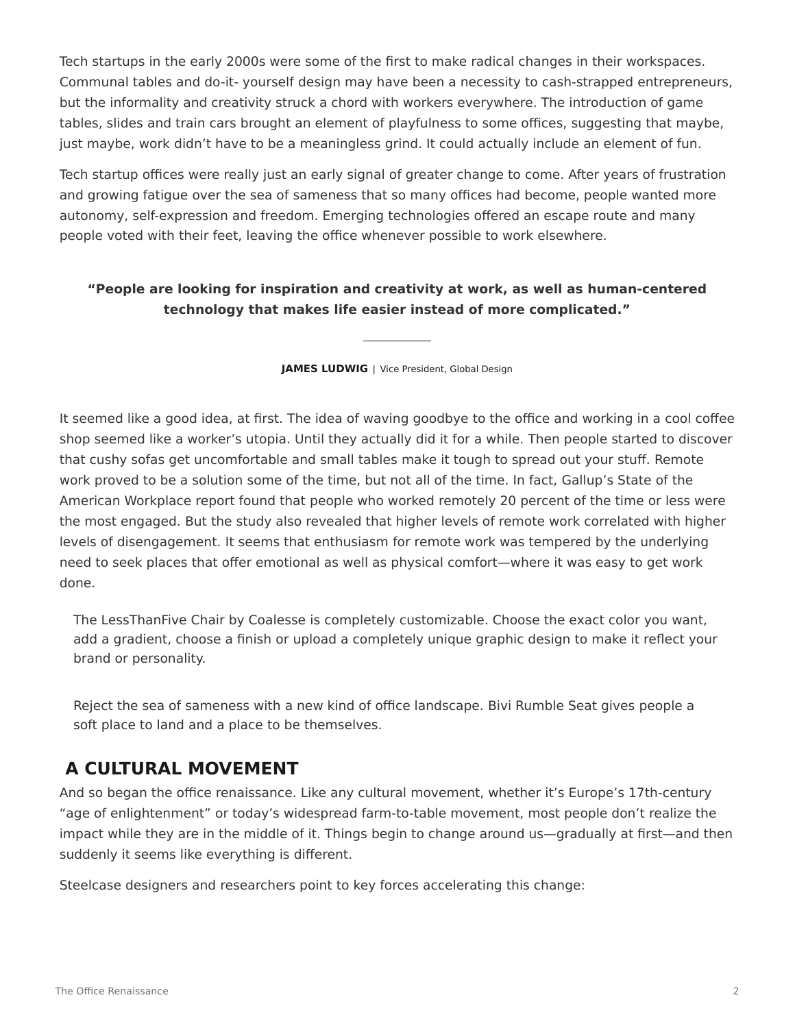Tech startups in the early 2000s were some of the first to make radical changes in their workspaces. Communal tables and do-it- yourself design may have been a necessity to cash-strapped entrepreneurs, but the informality and creativity struck a chord with workers everywhere. The introduction of game tables, slides and train cars brought an element of playfulness to some offices, suggesting that maybe, just maybe, work didn't have to be a meaningless grind. It could actually include an element of fun.

Tech startup offices were really just an early signal of greater change to come. After years of frustration and growing fatigue over the sea of sameness that so many offices had become, people wanted more autonomy, self-expression and freedom. Emerging technologies offered an escape route and many people voted with their feet, leaving the office whenever possible to work elsewhere.

> **"People are looking for inspiration and creativity at work, as well as human-centered technology that makes life easier instead of more complicated."**
>
> **JAMES LUDWIG** | Vice President, Global Design

It seemed like a good idea, at first. The idea of waving goodbye to the office and working in a cool coffee shop seemed like a worker's utopia. Until they actually did it for a while. Then people started to discover that cushy sofas get uncomfortable and small tables make it tough to spread out your stuff. Remote work proved to be a solution some of the time, but not all of the time. In fact, Gallup's State of the American Workplace report found that people who worked remotely 20 percent of the time or less were the most engaged. But the study also revealed that higher levels of remote work correlated with higher levels of disengagement. It seems that enthusiasm for remote work was tempered by the underlying need to seek places that offer emotional as well as physical comfort—where it was easy to get work done.

The LessThanFive Chair by Coalesse is completely customizable. Choose the exact color you want, add a gradient, choose a finish or upload a completely unique graphic design to make it reflect your brand or personality.

Reject the sea of sameness with a new kind of office landscape. Bivi Rumble Seat gives people a soft place to land and a place to be themselves.

## A CULTURAL MOVEMENT

And so began the office renaissance. Like any cultural movement, whether it's Europe's 17th-century "age of enlightenment" or today's widespread farm-to-table movement, most people don't realize the impact while they are in the middle of it. Things begin to change around us—gradually at first—and then suddenly it seems like everything is different.

Steelcase designers and researchers point to key forces accelerating this change: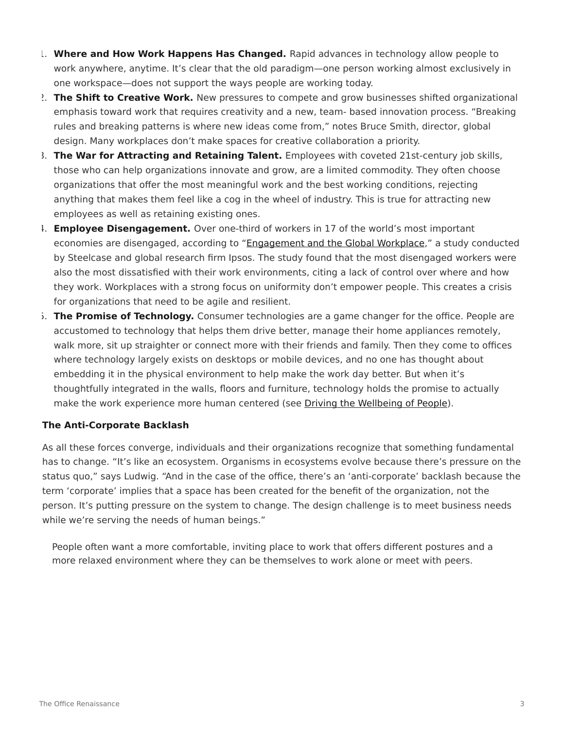1. **Where and How Work Happens Has Changed.** Rapid advances in technology allow people to work anywhere, anytime. It's clear that the old paradigm—one person working almost exclusively in one workspace—does not support the ways people are working today.
2. **The Shift to Creative Work.** New pressures to compete and grow businesses shifted organizational emphasis toward work that requires creativity and a new, team- based innovation process. "Breaking rules and breaking patterns is where new ideas come from," notes Bruce Smith, director, global design. Many workplaces don't make spaces for creative collaboration a priority.
3. **The War for Attracting and Retaining Talent.** Employees with coveted 21st-century job skills, those who can help organizations innovate and grow, are a limited commodity. They often choose organizations that offer the most meaningful work and the best working conditions, rejecting anything that makes them feel like a cog in the wheel of industry. This is true for attracting new employees as well as retaining existing ones.
4. **Employee Disengagement.** Over one-third of workers in 17 of the world's most important economies are disengaged, according to "Engagement and the Global Workplace," a study conducted by Steelcase and global research firm Ipsos. The study found that the most disengaged workers were also the most dissatisfied with their work environments, citing a lack of control over where and how they work. Workplaces with a strong focus on uniformity don't empower people. This creates a crisis for organizations that need to be agile and resilient.
5. **The Promise of Technology.** Consumer technologies are a game changer for the office. People are accustomed to technology that helps them drive better, manage their home appliances remotely, walk more, sit up straighter or connect more with their friends and family. Then they come to offices where technology largely exists on desktops or mobile devices, and no one has thought about embedding it in the physical environment to help make the work day better. But when it's thoughtfully integrated in the walls, floors and furniture, technology holds the promise to actually make the work experience more human centered (see Driving the Wellbeing of People).

**The Anti-Corporate Backlash**

As all these forces converge, individuals and their organizations recognize that something fundamental has to change. "It's like an ecosystem. Organisms in ecosystems evolve because there's pressure on the status quo," says Ludwig. "And in the case of the office, there's an 'anti-corporate' backlash because the term 'corporate' implies that a space has been created for the benefit of the organization, not the person. It's putting pressure on the system to change. The design challenge is to meet business needs while we're serving the needs of human beings."

People often want a more comfortable, inviting place to work that offers different postures and a more relaxed environment where they can be themselves to work alone or meet with peers.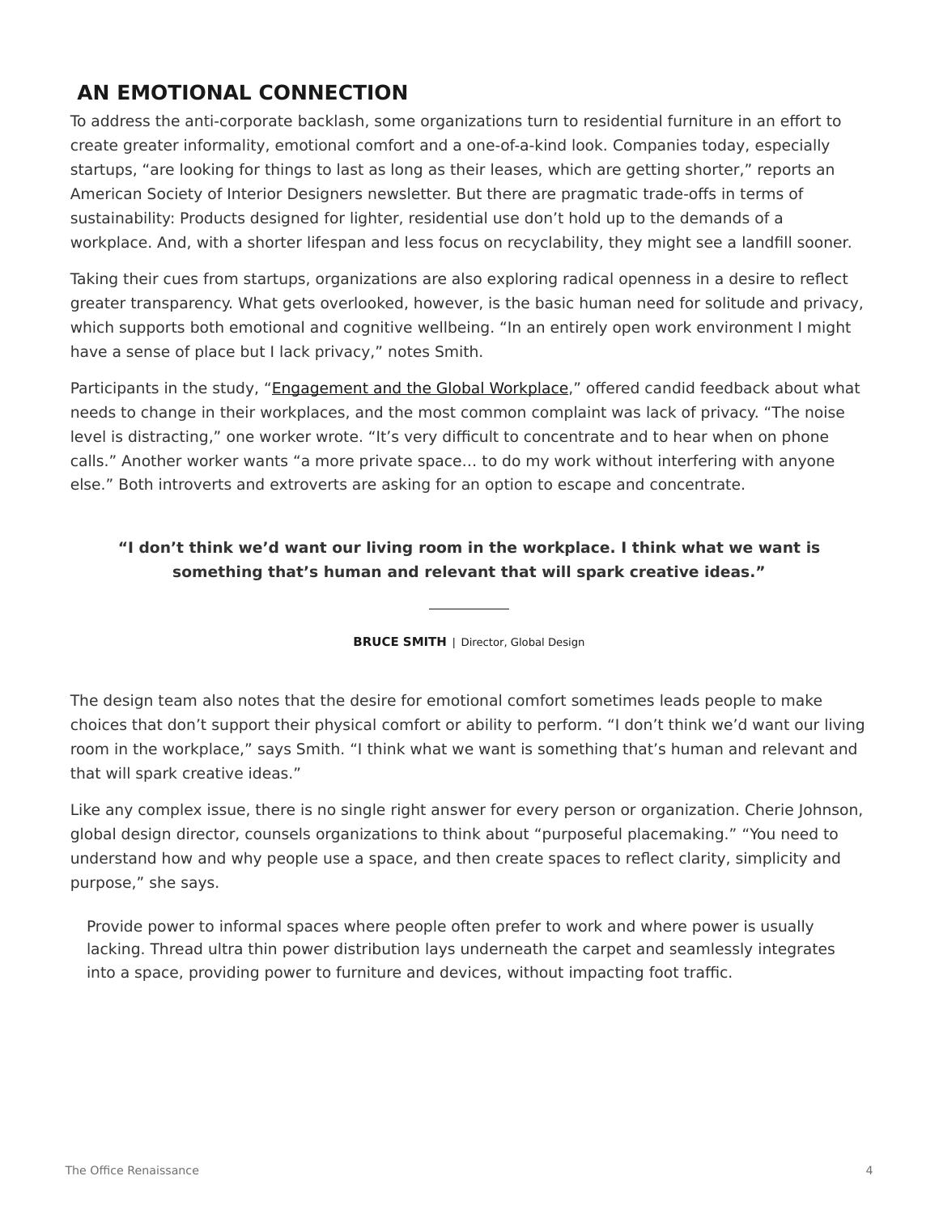## AN EMOTIONAL CONNECTION

To address the anti-corporate backlash, some organizations turn to residential furniture in an effort to create greater informality, emotional comfort and a one-of-a-kind look. Companies today, especially startups, "are looking for things to last as long as their leases, which are getting shorter," reports an American Society of Interior Designers newsletter. But there are pragmatic trade-offs in terms of sustainability: Products designed for lighter, residential use don't hold up to the demands of a workplace. And, with a shorter lifespan and less focus on recyclability, they might see a landfill sooner.

Taking their cues from startups, organizations are also exploring radical openness in a desire to reflect greater transparency. What gets overlooked, however, is the basic human need for solitude and privacy, which supports both emotional and cognitive wellbeing. "In an entirely open work environment I might have a sense of place but I lack privacy," notes Smith.

Participants in the study, "Engagement and the Global Workplace," offered candid feedback about what needs to change in their workplaces, and the most common complaint was lack of privacy. "The noise level is distracting," one worker wrote. "It's very difficult to concentrate and to hear when on phone calls." Another worker wants "a more private space… to do my work without interfering with anyone else." Both introverts and extroverts are asking for an option to escape and concentrate.

> **"I don't think we'd want our living room in the workplace. I think what we want is something that's human and relevant that will spark creative ideas."**
>
> **BRUCE SMITH** | Director, Global Design

The design team also notes that the desire for emotional comfort sometimes leads people to make choices that don't support their physical comfort or ability to perform. "I don't think we'd want our living room in the workplace," says Smith. "I think what we want is something that's human and relevant and that will spark creative ideas."

Like any complex issue, there is no single right answer for every person or organization. Cherie Johnson, global design director, counsels organizations to think about "purposeful placemaking." "You need to understand how and why people use a space, and then create spaces to reflect clarity, simplicity and purpose," she says.

Provide power to informal spaces where people often prefer to work and where power is usually lacking. Thread ultra thin power distribution lays underneath the carpet and seamlessly integrates into a space, providing power to furniture and devices, without impacting foot traffic.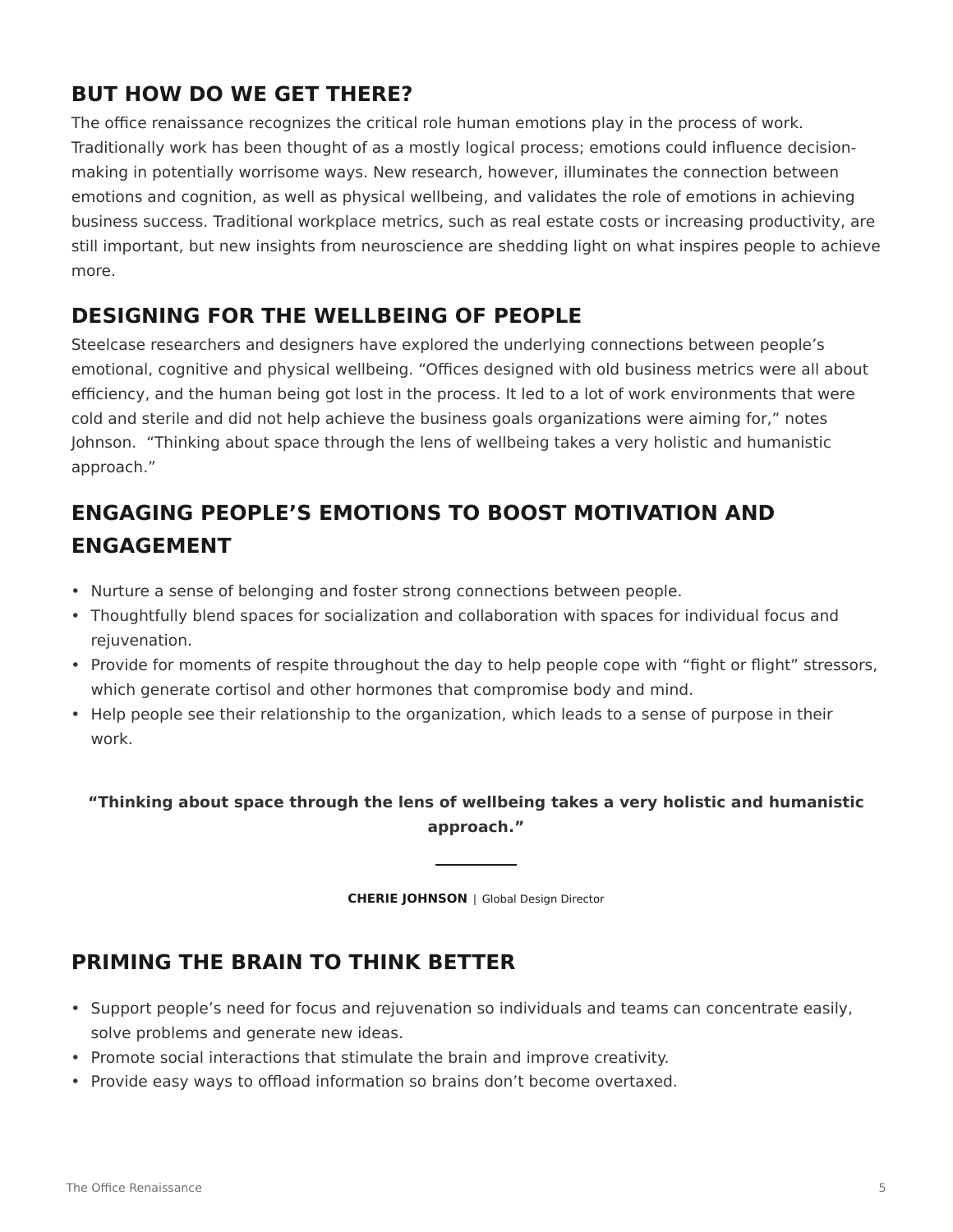## BUT HOW DO WE GET THERE?

The office renaissance recognizes the critical role human emotions play in the process of work. Traditionally work has been thought of as a mostly logical process; emotions could influence decision-making in potentially worrisome ways. New research, however, illuminates the connection between emotions and cognition, as well as physical wellbeing, and validates the role of emotions in achieving business success. Traditional workplace metrics, such as real estate costs or increasing productivity, are still important, but new insights from neuroscience are shedding light on what inspires people to achieve more.

## DESIGNING FOR THE WELLBEING OF PEOPLE

Steelcase researchers and designers have explored the underlying connections between people's emotional, cognitive and physical wellbeing. "Offices designed with old business metrics were all about efficiency, and the human being got lost in the process. It led to a lot of work environments that were cold and sterile and did not help achieve the business goals organizations were aiming for," notes Johnson. "Thinking about space through the lens of wellbeing takes a very holistic and humanistic approach."

## ENGAGING PEOPLE'S EMOTIONS TO BOOST MOTIVATION AND ENGAGEMENT

- Nurture a sense of belonging and foster strong connections between people.
- Thoughtfully blend spaces for socialization and collaboration with spaces for individual focus and rejuvenation.
- Provide for moments of respite throughout the day to help people cope with "fight or flight" stressors, which generate cortisol and other hormones that compromise body and mind.
- Help people see their relationship to the organization, which leads to a sense of purpose in their work.

**"Thinking about space through the lens of wellbeing takes a very holistic and humanistic approach."**

**CHERIE JOHNSON** | Global Design Director

## PRIMING THE BRAIN TO THINK BETTER

- Support people's need for focus and rejuvenation so individuals and teams can concentrate easily, solve problems and generate new ideas.
- Promote social interactions that stimulate the brain and improve creativity.
- Provide easy ways to offload information so brains don't become overtaxed.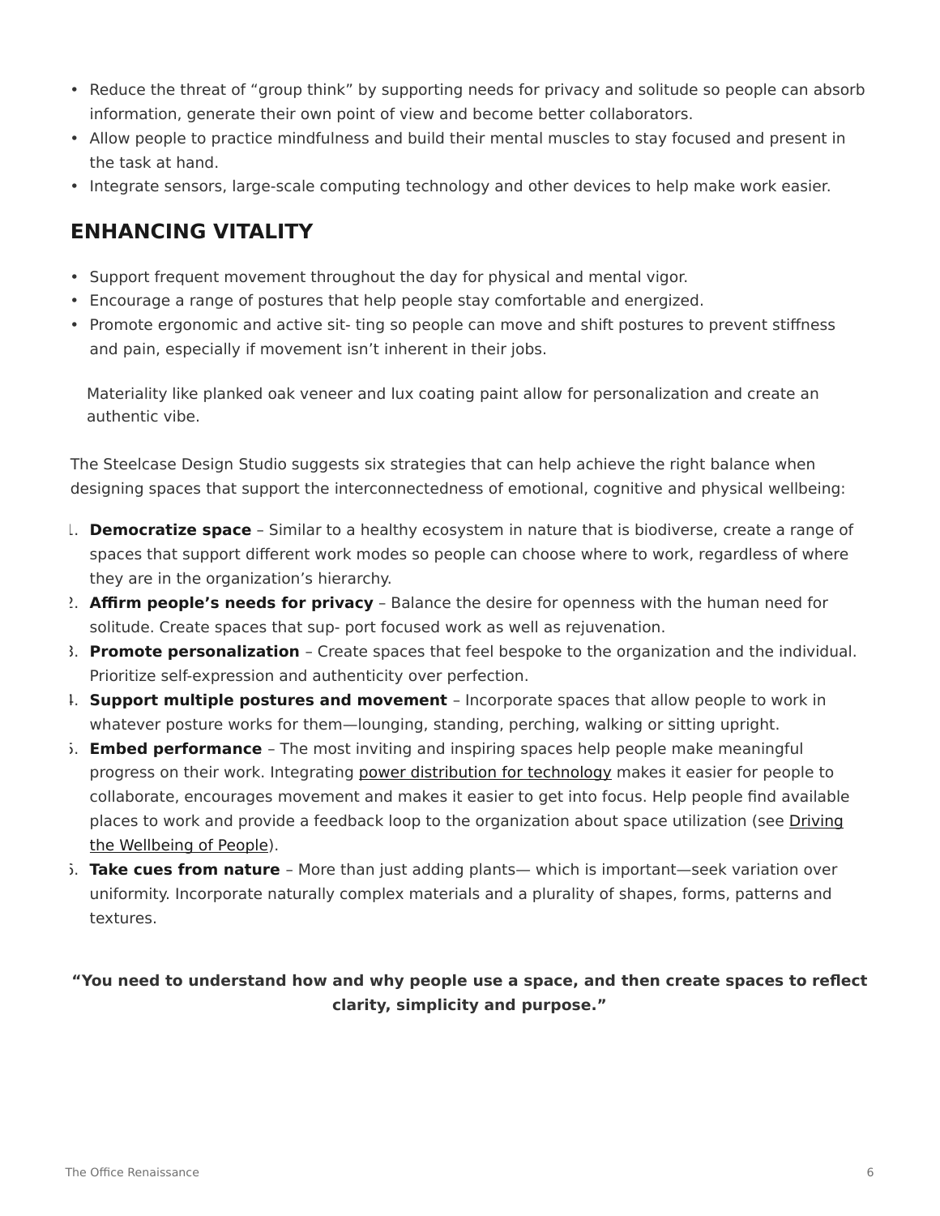- Reduce the threat of “group think” by supporting needs for privacy and solitude so people can absorb information, generate their own point of view and become better collaborators.
- Allow people to practice mindfulness and build their mental muscles to stay focused and present in the task at hand.
- Integrate sensors, large-scale computing technology and other devices to help make work easier.

## ENHANCING VITALITY

- Support frequent movement throughout the day for physical and mental vigor.
- Encourage a range of postures that help people stay comfortable and energized.
- Promote ergonomic and active sit- ting so people can move and shift postures to prevent stiffness and pain, especially if movement isn’t inherent in their jobs.

Materiality like planked oak veneer and lux coating paint allow for personalization and create an authentic vibe.

The Steelcase Design Studio suggests six strategies that can help achieve the right balance when designing spaces that support the interconnectedness of emotional, cognitive and physical wellbeing:

1. **Democratize space** – Similar to a healthy ecosystem in nature that is biodiverse, create a range of spaces that support different work modes so people can choose where to work, regardless of where they are in the organization’s hierarchy.
2. **Affirm people’s needs for privacy** – Balance the desire for openness with the human need for solitude. Create spaces that sup- port focused work as well as rejuvenation.
3. **Promote personalization** – Create spaces that feel bespoke to the organization and the individual. Prioritize self-expression and authenticity over perfection.
4. **Support multiple postures and movement** – Incorporate spaces that allow people to work in whatever posture works for them—lounging, standing, perching, walking or sitting upright.
5. **Embed performance** – The most inviting and inspiring spaces help people make meaningful progress on their work. Integrating power distribution for technology makes it easier for people to collaborate, encourages movement and makes it easier to get into focus. Help people find available places to work and provide a feedback loop to the organization about space utilization (see Driving the Wellbeing of People).
6. **Take cues from nature** – More than just adding plants— which is important—seek variation over uniformity. Incorporate naturally complex materials and a plurality of shapes, forms, patterns and textures.

**“You need to understand how and why people use a space, and then create spaces to reflect clarity, simplicity and purpose.”**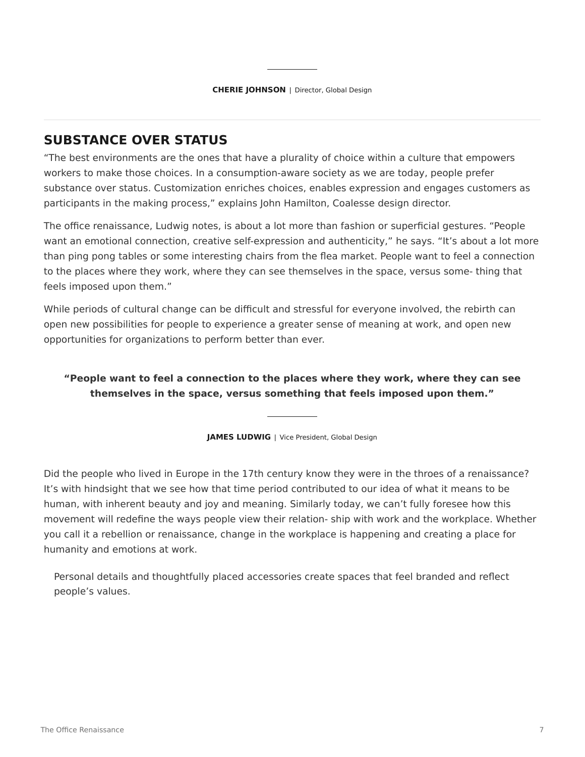---

**CHERIE JOHNSON** | Director, Global Design

---

## SUBSTANCE OVER STATUS

“The best environments are the ones that have a plurality of choice within a culture that empowers workers to make those choices. In a consumption-aware society as we are today, people prefer substance over status. Customization enriches choices, enables expression and engages customers as participants in the making process,” explains John Hamilton, Coalesse design director.

The office renaissance, Ludwig notes, is about a lot more than fashion or superficial gestures. “People want an emotional connection, creative self-expression and authenticity,” he says. “It’s about a lot more than ping pong tables or some interesting chairs from the flea market. People want to feel a connection to the places where they work, where they can see themselves in the space, versus some- thing that feels imposed upon them.”

While periods of cultural change can be difficult and stressful for everyone involved, the rebirth can open new possibilities for people to experience a greater sense of meaning at work, and open new opportunities for organizations to perform better than ever.

**“People want to feel a connection to the places where they work, where they can see themselves in the space, versus something that feels imposed upon them.”**

---

**JAMES LUDWIG** | Vice President, Global Design

Did the people who lived in Europe in the 17th century know they were in the throes of a renaissance? It’s with hindsight that we see how that time period contributed to our idea of what it means to be human, with inherent beauty and joy and meaning. Similarly today, we can’t fully foresee how this movement will redefine the ways people view their relation- ship with work and the workplace. Whether you call it a rebellion or renaissance, change in the workplace is happening and creating a place for humanity and emotions at work.

Personal details and thoughtfully placed accessories create spaces that feel branded and reflect people’s values.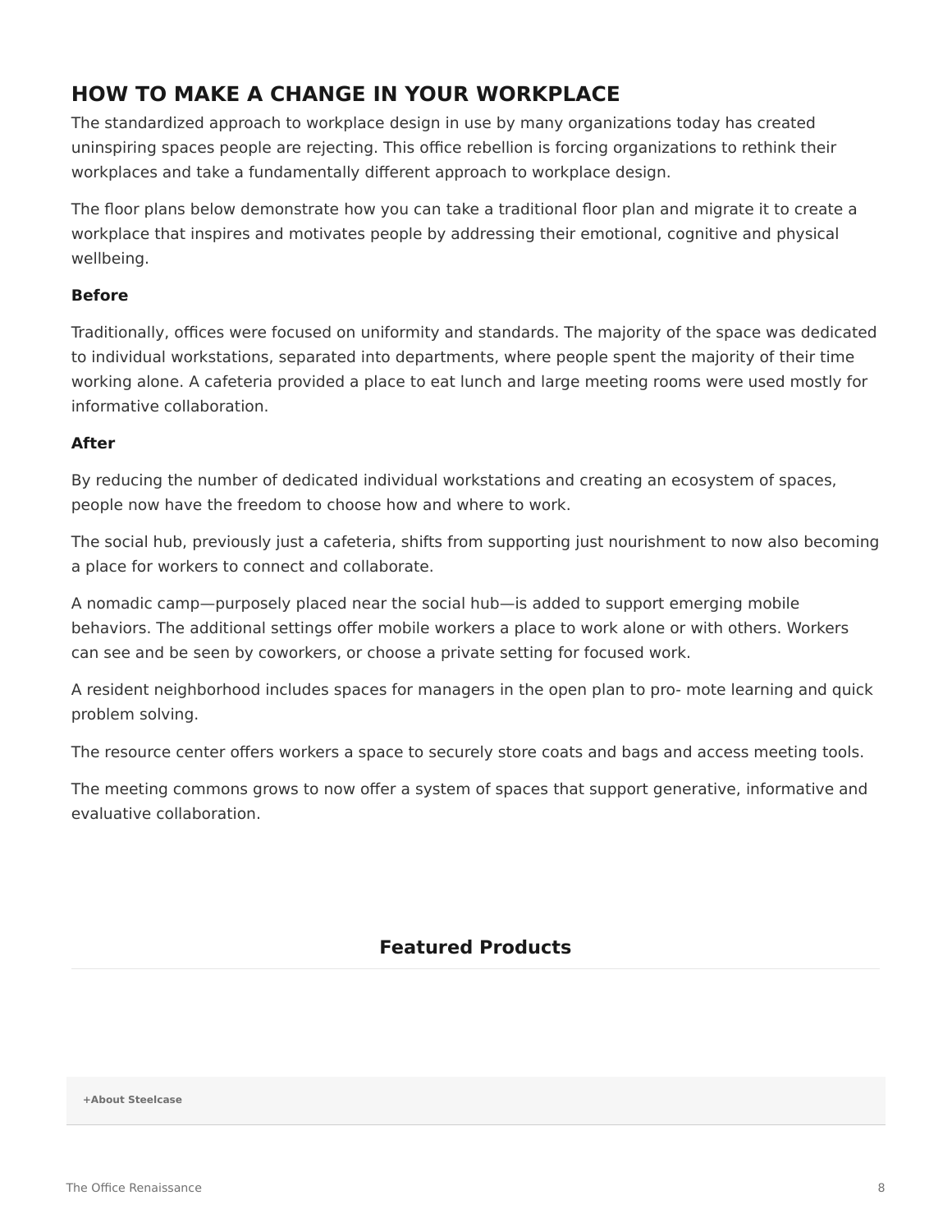## HOW TO MAKE A CHANGE IN YOUR WORKPLACE

The standardized approach to workplace design in use by many organizations today has created uninspiring spaces people are rejecting. This office rebellion is forcing organizations to rethink their workplaces and take a fundamentally different approach to workplace design.

The floor plans below demonstrate how you can take a traditional floor plan and migrate it to create a workplace that inspires and motivates people by addressing their emotional, cognitive and physical wellbeing.

**Before**

Traditionally, offices were focused on uniformity and standards. The majority of the space was dedicated to individual workstations, separated into departments, where people spent the majority of their time working alone. A cafeteria provided a place to eat lunch and large meeting rooms were used mostly for informative collaboration.

**After**

By reducing the number of dedicated individual workstations and creating an ecosystem of spaces, people now have the freedom to choose how and where to work.

The social hub, previously just a cafeteria, shifts from supporting just nourishment to now also becoming a place for workers to connect and collaborate.

A nomadic camp—purposely placed near the social hub—is added to support emerging mobile behaviors. The additional settings offer mobile workers a place to work alone or with others. Workers can see and be seen by coworkers, or choose a private setting for focused work.

A resident neighborhood includes spaces for managers in the open plan to pro- mote learning and quick problem solving.

The resource center offers workers a space to securely store coats and bags and access meeting tools.

The meeting commons grows to now offer a system of spaces that support generative, informative and evaluative collaboration.

### Featured Products

**+About Steelcase**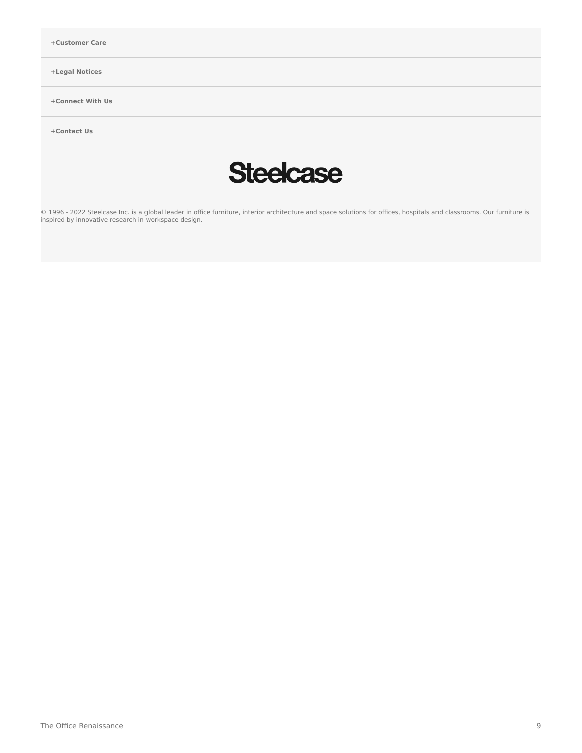**+Customer Care**

**+Legal Notices**

**+Connect With Us**

**+Contact Us**

Steelcase

© 1996 - 2022 Steelcase Inc. is a global leader in office furniture, interior architecture and space solutions for offices, hospitals and classrooms. Our furniture is inspired by innovative research in workspace design.